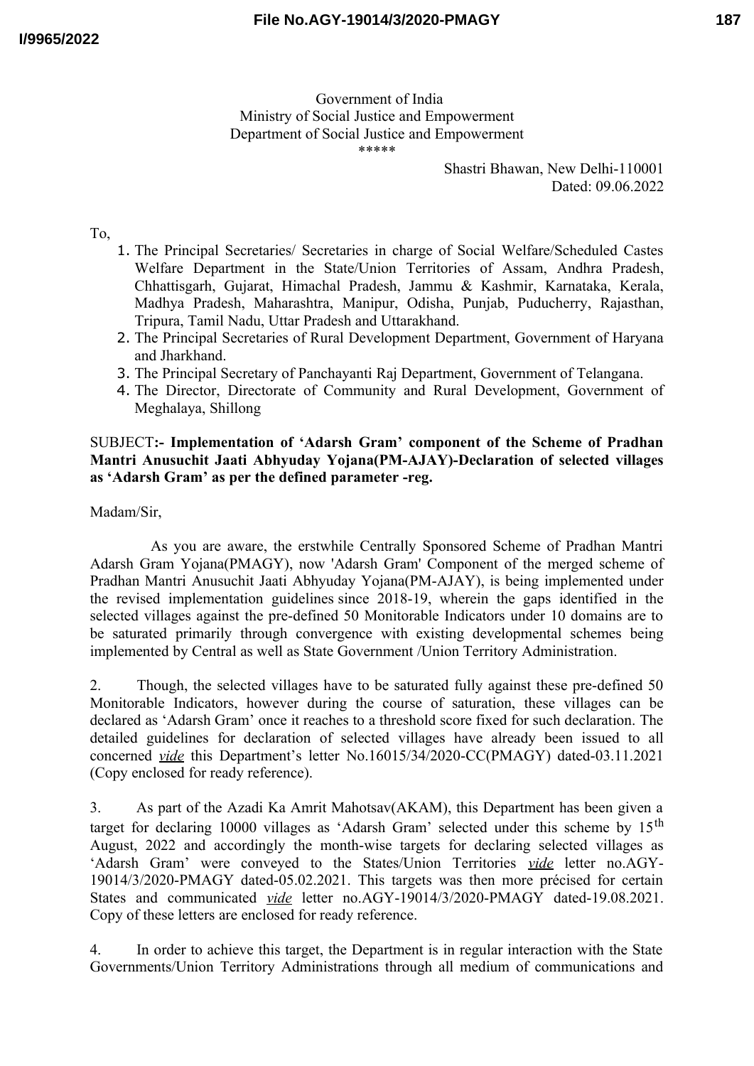Government of India
Ministry of Social Justice and Empowerment
Department of Social Justice and Empowerment
\*\*\*\*\*

Shastri Bhawan, New Delhi-110001
Dated: 09.06.2022

To,

1. The Principal Secretaries/ Secretaries in charge of Social Welfare/Scheduled Castes Welfare Department in the State/Union Territories of Assam, Andhra Pradesh, Chhattisgarh, Gujarat, Himachal Pradesh, Jammu & Kashmir, Karnataka, Kerala, Madhya Pradesh, Maharashtra, Manipur, Odisha, Punjab, Puducherry, Rajasthan, Tripura, Tamil Nadu, Uttar Pradesh and Uttarakhand.
2. The Principal Secretaries of Rural Development Department, Government of Haryana and Jharkhand.
3. The Principal Secretary of Panchayanti Raj Department, Government of Telangana.
4. The Director, Directorate of Community and Rural Development, Government of Meghalaya, Shillong

SUBJECT:- **Implementation of 'Adarsh Gram' component of the Scheme of Pradhan Mantri Anusuchit Jaati Abhyuday Yojana(PM-AJAY)-Declaration of selected villages as 'Adarsh Gram' as per the defined parameter -reg.**

Madam/Sir,

As you are aware, the erstwhile Centrally Sponsored Scheme of Pradhan Mantri Adarsh Gram Yojana(PMAGY), now 'Adarsh Gram' Component of the merged scheme of Pradhan Mantri Anusuchit Jaati Abhyuday Yojana(PM-AJAY), is being implemented under the revised implementation guidelines since 2018-19, wherein the gaps identified in the selected villages against the pre-defined 50 Monitorable Indicators under 10 domains are to be saturated primarily through convergence with existing developmental schemes being implemented by Central as well as State Government /Union Territory Administration.

2. Though, the selected villages have to be saturated fully against these pre-defined 50 Monitorable Indicators, however during the course of saturation, these villages can be declared as 'Adarsh Gram' once it reaches to a threshold score fixed for such declaration. The detailed guidelines for declaration of selected villages have already been issued to all concerned ***vide*** this Department's letter No.16015/34/2020-CC(PMAGY) dated-03.11.2021 (Copy enclosed for ready reference).

3. As part of the Azadi Ka Amrit Mahotsav(AKAM), this Department has been given a target for declaring 10000 villages as 'Adarsh Gram' selected under this scheme by 15th August, 2022 and accordingly the month-wise targets for declaring selected villages as 'Adarsh Gram' were conveyed to the States/Union Territories ***vide*** letter no.AGY-19014/3/2020-PMAGY dated-05.02.2021. This targets was then more précised for certain States and communicated ***vide*** letter no.AGY-19014/3/2020-PMAGY dated-19.08.2021. Copy of these letters are enclosed for ready reference.

4. In order to achieve this target, the Department is in regular interaction with the State Governments/Union Territory Administrations through all medium of communications and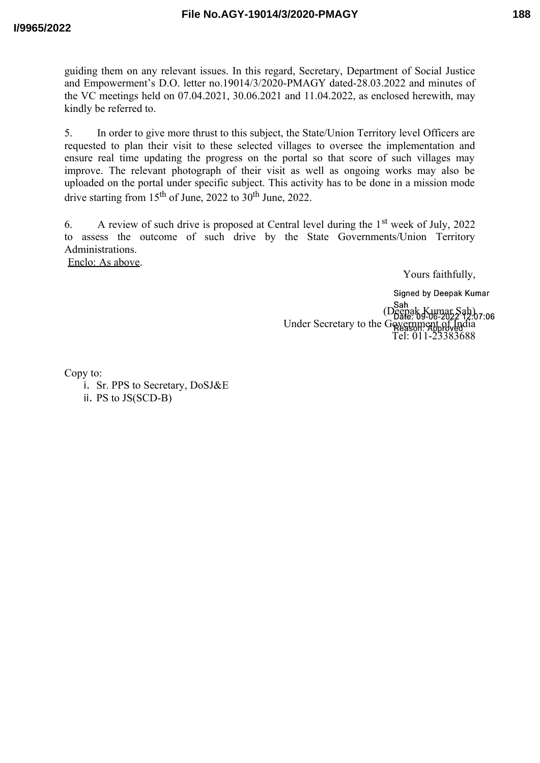guiding them on any relevant issues. In this regard, Secretary, Department of Social Justice and Empowerment's D.O. letter no.19014/3/2020-PMAGY dated-28.03.2022 and minutes of the VC meetings held on 07.04.2021, 30.06.2021 and 11.04.2022, as enclosed herewith, may kindly be referred to.

5. In order to give more thrust to this subject, the State/Union Territory level Officers are requested to plan their visit to these selected villages to oversee the implementation and ensure real time updating the progress on the portal so that score of such villages may improve. The relevant photograph of their visit as well as ongoing works may also be uploaded on the portal under specific subject. This activity has to be done in a mission mode drive starting from 15th of June, 2022 to 30th June, 2022.

6. A review of such drive is proposed at Central level during the 1st week of July, 2022 to assess the outcome of such drive by the State Governments/Union Territory Administrations.

Enclo: As above.

Yours faithfully,

Signed by Deepak Kumar Sah
Date: 09-06-2022 12:07:06
Reason: Approved

(Deepak Kumar Sah)
Under Secretary to the Government of India
Tel: 011-23383688

Copy to:

i. Sr. PPS to Secretary, DoSJ&E
ii. PS to JS(SCD-B)